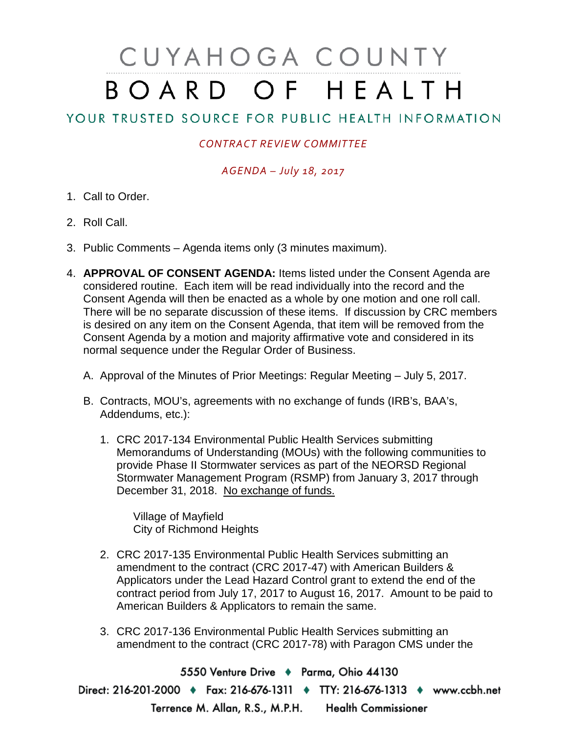# CUYAHOGA COUNTY

# BOARD OF HEALTH

## YOUR TRUSTED SOURCE FOR PUBLIC HEALTH INFORMATION

*CONTRACT REVIEW COMMITTEE*

*AGENDA – July 18, 2017*

1. Call to Order.

2. Roll Call.

3. Public Comments – Agenda items only (3 minutes maximum).

4. **APPROVAL OF CONSENT AGENDA:** Items listed under the Consent Agenda are considered routine. Each item will be read individually into the record and the Consent Agenda will then be enacted as a whole by one motion and one roll call. There will be no separate discussion of these items. If discussion by CRC members is desired on any item on the Consent Agenda, that item will be removed from the Consent Agenda by a motion and majority affirmative vote and considered in its normal sequence under the Regular Order of Business.

   A. Approval of the Minutes of Prior Meetings: Regular Meeting – July 5, 2017.

   B. Contracts, MOU's, agreements with no exchange of funds (IRB's, BAA's, Addendums, etc.):

      1. CRC 2017-134 Environmental Public Health Services submitting Memorandums of Understanding (MOUs) with the following communities to provide Phase II Stormwater services as part of the NEORSD Regional Stormwater Management Program (RSMP) from January 3, 2017 through December 31, 2018. No exchange of funds.

         Village of Mayfield
         City of Richmond Heights

      2. CRC 2017-135 Environmental Public Health Services submitting an amendment to the contract (CRC 2017-47) with American Builders & Applicators under the Lead Hazard Control grant to extend the end of the contract period from July 17, 2017 to August 16, 2017. Amount to be paid to American Builders & Applicators to remain the same.

      3. CRC 2017-136 Environmental Public Health Services submitting an amendment to the contract (CRC 2017-78) with Paragon CMS under the

5550 Venture Drive ♦ Parma, Ohio 44130
Direct: 216-201-2000 ♦ Fax: 216-676-1311 ♦ TTY: 216-676-1313 ♦ www.ccbh.net
Terrence M. Allan, R.S., M.P.H. Health Commissioner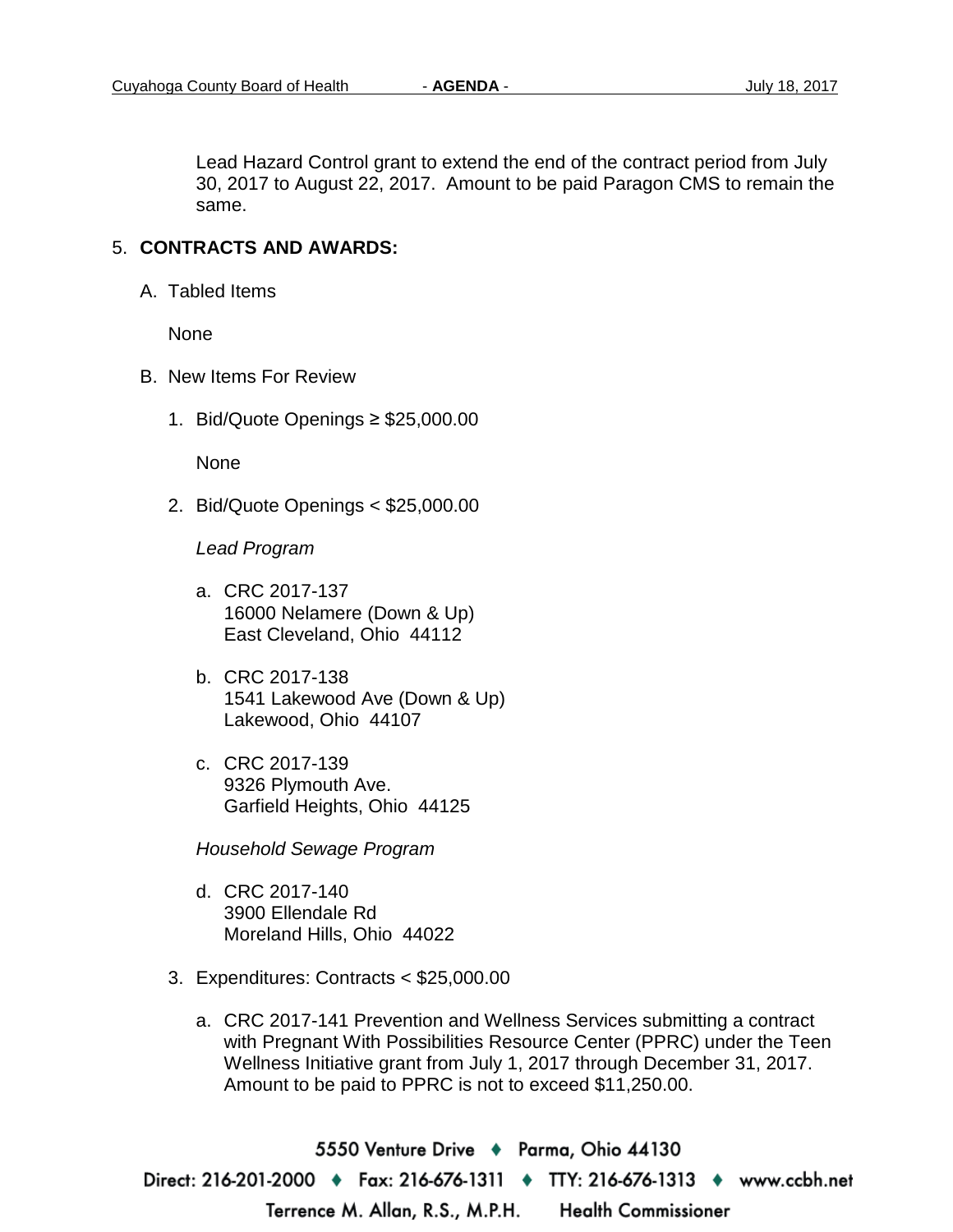Lead Hazard Control grant to extend the end of the contract period from July 30, 2017 to August 22, 2017. Amount to be paid Paragon CMS to remain the same.

5. **CONTRACTS AND AWARDS:**

   A. Tabled Items

      None

   B. New Items For Review

      1. Bid/Quote Openings ≥ $25,000.00

         None

      2. Bid/Quote Openings < $25,000.00

         *Lead Program*

         a. CRC 2017-137
            16000 Nelamere (Down & Up)
            East Cleveland, Ohio 44112

         b. CRC 2017-138
            1541 Lakewood Ave (Down & Up)
            Lakewood, Ohio 44107

         c. CRC 2017-139
            9326 Plymouth Ave.
            Garfield Heights, Ohio 44125

         *Household Sewage Program*

         d. CRC 2017-140
            3900 Ellendale Rd
            Moreland Hills, Ohio 44022

      3. Expenditures: Contracts < $25,000.00

         a. CRC 2017-141 Prevention and Wellness Services submitting a contract with Pregnant With Possibilities Resource Center (PPRC) under the Teen Wellness Initiative grant from July 1, 2017 through December 31, 2017. Amount to be paid to PPRC is not to exceed $11,250.00.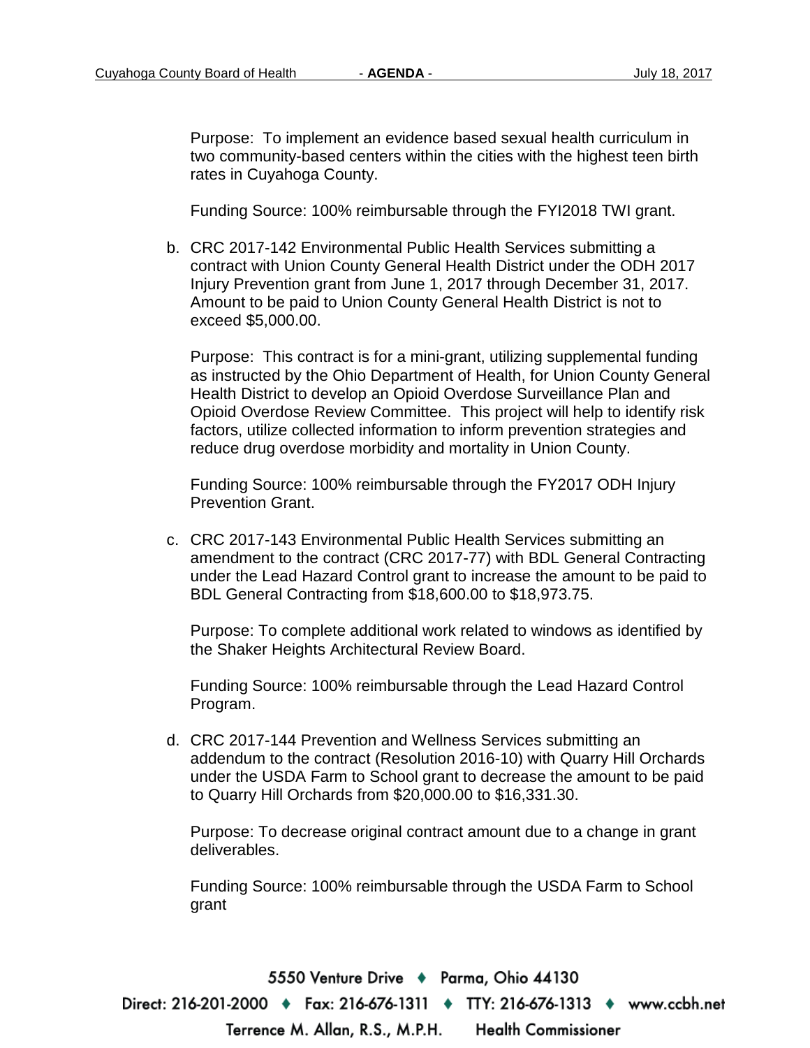Purpose: To implement an evidence based sexual health curriculum in two community-based centers within the cities with the highest teen birth rates in Cuyahoga County.

Funding Source: 100% reimbursable through the FYI2018 TWI grant.

b. CRC 2017-142 Environmental Public Health Services submitting a contract with Union County General Health District under the ODH 2017 Injury Prevention grant from June 1, 2017 through December 31, 2017. Amount to be paid to Union County General Health District is not to exceed $5,000.00.

   Purpose: This contract is for a mini-grant, utilizing supplemental funding as instructed by the Ohio Department of Health, for Union County General Health District to develop an Opioid Overdose Surveillance Plan and Opioid Overdose Review Committee. This project will help to identify risk factors, utilize collected information to inform prevention strategies and reduce drug overdose morbidity and mortality in Union County.

   Funding Source: 100% reimbursable through the FY2017 ODH Injury Prevention Grant.

c. CRC 2017-143 Environmental Public Health Services submitting an amendment to the contract (CRC 2017-77) with BDL General Contracting under the Lead Hazard Control grant to increase the amount to be paid to BDL General Contracting from $18,600.00 to $18,973.75.

   Purpose: To complete additional work related to windows as identified by the Shaker Heights Architectural Review Board.

   Funding Source: 100% reimbursable through the Lead Hazard Control Program.

d. CRC 2017-144 Prevention and Wellness Services submitting an addendum to the contract (Resolution 2016-10) with Quarry Hill Orchards under the USDA Farm to School grant to decrease the amount to be paid to Quarry Hill Orchards from $20,000.00 to $16,331.30.

   Purpose: To decrease original contract amount due to a change in grant deliverables.

   Funding Source: 100% reimbursable through the USDA Farm to School grant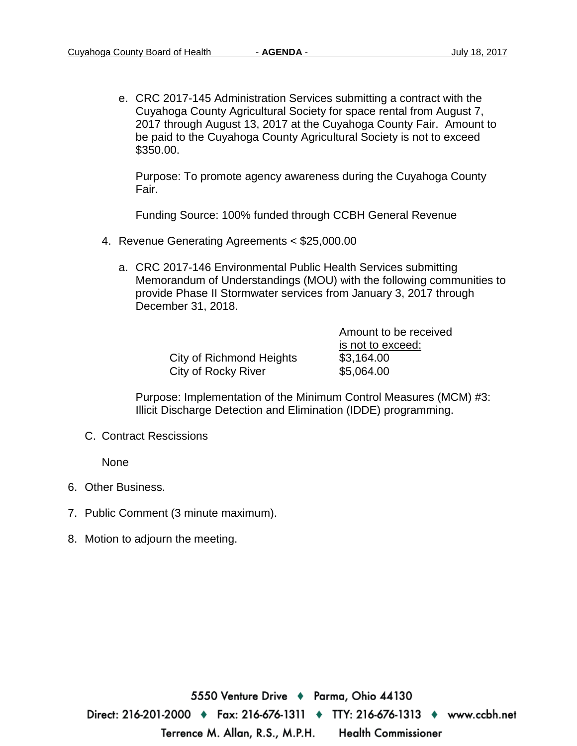e. CRC 2017-145 Administration Services submitting a contract with the Cuyahoga County Agricultural Society for space rental from August 7, 2017 through August 13, 2017 at the Cuyahoga County Fair. Amount to be paid to the Cuyahoga County Agricultural Society is not to exceed $350.00.

   Purpose: To promote agency awareness during the Cuyahoga County Fair.

   Funding Source: 100% funded through CCBH General Revenue

4. Revenue Generating Agreements < $25,000.00

   a. CRC 2017-146 Environmental Public Health Services submitting Memorandum of Understandings (MOU) with the following communities to provide Phase II Stormwater services from January 3, 2017 through December 31, 2018.

| | Amount to be received is not to exceed: |
|---|---|
| City of Richmond Heights | $3,164.00 |
| City of Rocky River | $5,064.00 |

   Purpose: Implementation of the Minimum Control Measures (MCM) #3: Illicit Discharge Detection and Elimination (IDDE) programming.

C. Contract Rescissions

   None

6. Other Business.

7. Public Comment (3 minute maximum).

8. Motion to adjourn the meeting.